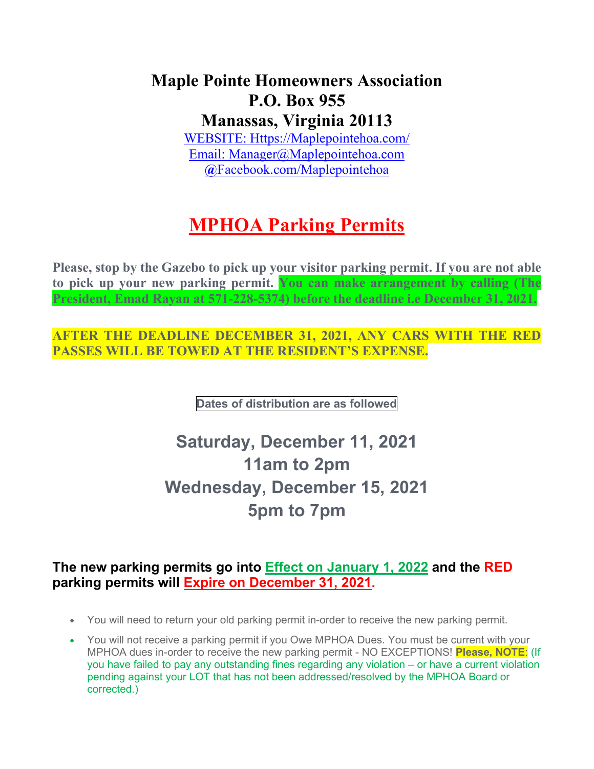# Maple Pointe Homeowners Association
# P.O. Box 955
# Manassas, Virginia 20113

WEBSITE: Https://Maplepointehoa.com/
Email: Manager@Maplepointehoa.com
@Facebook.com/Maplepointehoa

## MPHOA Parking Permits

**Please, stop by the Gazebo to pick up your visitor parking permit. If you are not able to pick up your new parking permit. You can make arrangement by calling (The President, Emad Rayan at 571-228-5374) before the deadline i.e December 31, 2021.**

**AFTER THE DEADLINE DECEMBER 31, 2021, ANY CARS WITH THE RED PASSES WILL BE TOWED AT THE RESIDENT'S EXPENSE.**

**Dates of distribution are as followed**

**Saturday, December 11, 2021**
**11am to 2pm**
**Wednesday, December 15, 2021**
**5pm to 7pm**

**The new parking permits go into Effect on January 1, 2022 and the RED parking permits will Expire on December 31, 2021.**

- You will need to return your old parking permit in-order to receive the new parking permit.
- You will not receive a parking permit if you Owe MPHOA Dues. You must be current with your MPHOA dues in-order to receive the new parking permit - NO EXCEPTIONS! **Please, NOTE**: (If you have failed to pay any outstanding fines regarding any violation – or have a current violation pending against your LOT that has not been addressed/resolved by the MPHOA Board or corrected.)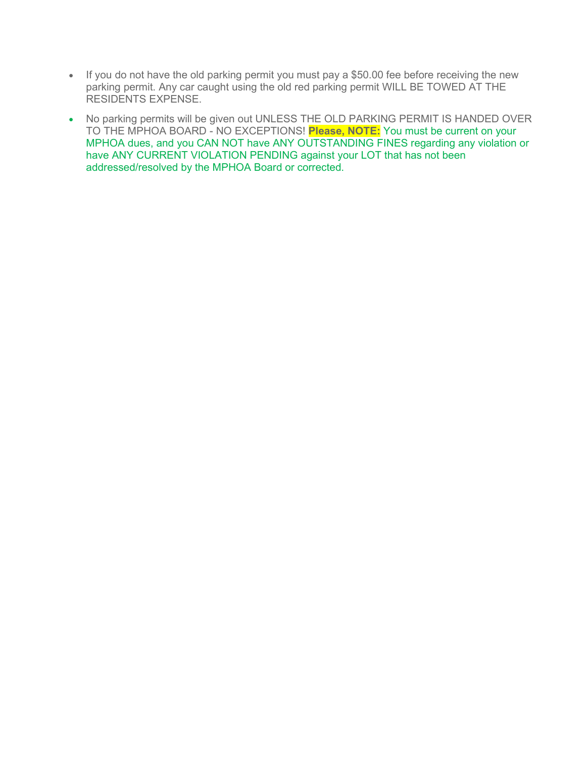- If you do not have the old parking permit you must pay a $50.00 fee before receiving the new parking permit. Any car caught using the old red parking permit WILL BE TOWED AT THE RESIDENTS EXPENSE.
- No parking permits will be given out UNLESS THE OLD PARKING PERMIT IS HANDED OVER TO THE MPHOA BOARD - NO EXCEPTIONS! **Please, NOTE:** You must be current on your MPHOA dues, and you CAN NOT have ANY OUTSTANDING FINES regarding any violation or have ANY CURRENT VIOLATION PENDING against your LOT that has not been addressed/resolved by the MPHOA Board or corrected.